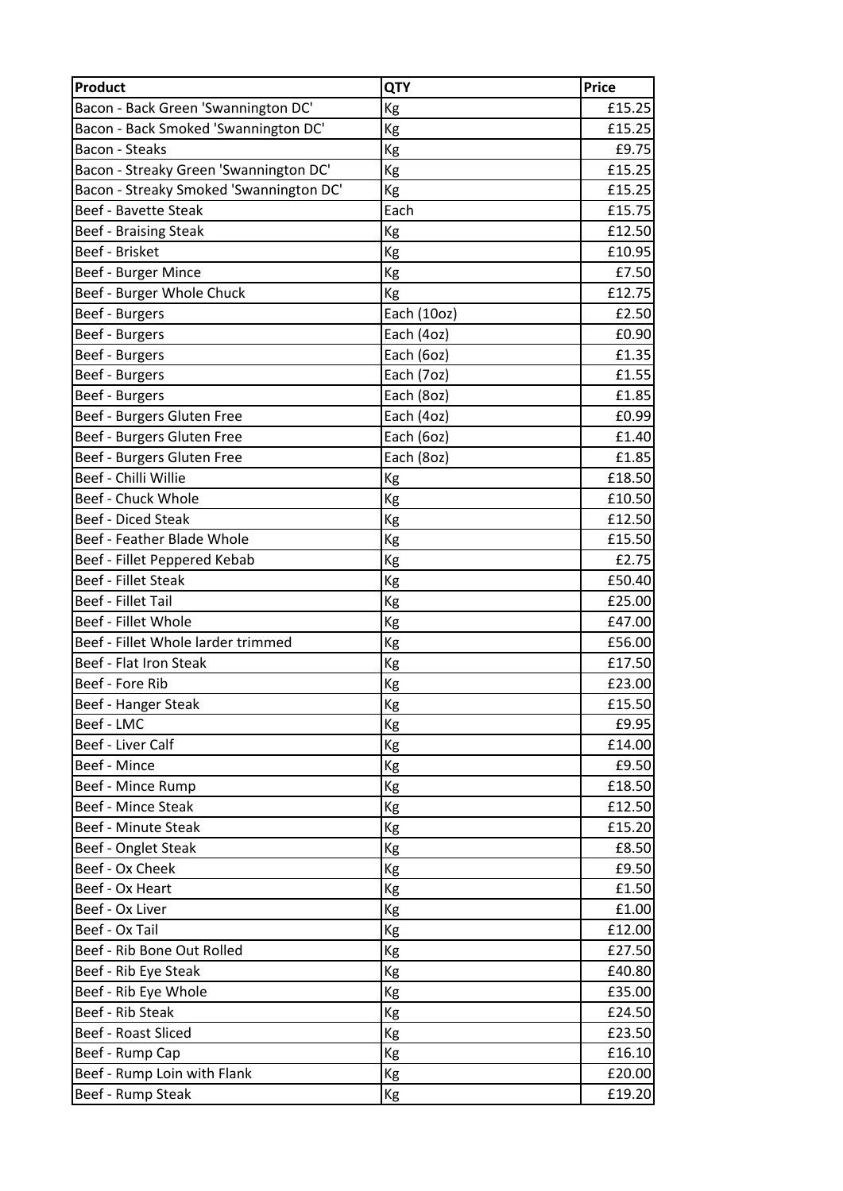| Product | QTY | Price |
|---|---|---|
| Bacon - Back Green 'Swannington DC' | Kg | £15.25 |
| Bacon - Back Smoked 'Swannington DC' | Kg | £15.25 |
| Bacon - Steaks | Kg | £9.75 |
| Bacon - Streaky Green 'Swannington DC' | Kg | £15.25 |
| Bacon - Streaky Smoked 'Swannington DC' | Kg | £15.25 |
| Beef - Bavette Steak | Each | £15.75 |
| Beef - Braising Steak | Kg | £12.50 |
| Beef - Brisket | Kg | £10.95 |
| Beef - Burger Mince | Kg | £7.50 |
| Beef - Burger Whole Chuck | Kg | £12.75 |
| Beef - Burgers | Each (10oz) | £2.50 |
| Beef - Burgers | Each (4oz) | £0.90 |
| Beef - Burgers | Each (6oz) | £1.35 |
| Beef - Burgers | Each (7oz) | £1.55 |
| Beef - Burgers | Each (8oz) | £1.85 |
| Beef - Burgers Gluten Free | Each (4oz) | £0.99 |
| Beef - Burgers Gluten Free | Each (6oz) | £1.40 |
| Beef - Burgers Gluten Free | Each (8oz) | £1.85 |
| Beef - Chilli Willie | Kg | £18.50 |
| Beef - Chuck Whole | Kg | £10.50 |
| Beef - Diced Steak | Kg | £12.50 |
| Beef - Feather Blade Whole | Kg | £15.50 |
| Beef - Fillet Peppered Kebab | Kg | £2.75 |
| Beef - Fillet Steak | Kg | £50.40 |
| Beef - Fillet Tail | Kg | £25.00 |
| Beef - Fillet Whole | Kg | £47.00 |
| Beef - Fillet Whole larder trimmed | Kg | £56.00 |
| Beef - Flat Iron Steak | Kg | £17.50 |
| Beef - Fore Rib | Kg | £23.00 |
| Beef - Hanger Steak | Kg | £15.50 |
| Beef - LMC | Kg | £9.95 |
| Beef - Liver Calf | Kg | £14.00 |
| Beef - Mince | Kg | £9.50 |
| Beef - Mince Rump | Kg | £18.50 |
| Beef - Mince Steak | Kg | £12.50 |
| Beef - Minute Steak | Kg | £15.20 |
| Beef - Onglet Steak | Kg | £8.50 |
| Beef - Ox Cheek | Kg | £9.50 |
| Beef - Ox Heart | Kg | £1.50 |
| Beef - Ox Liver | Kg | £1.00 |
| Beef - Ox Tail | Kg | £12.00 |
| Beef - Rib Bone Out Rolled | Kg | £27.50 |
| Beef - Rib Eye Steak | Kg | £40.80 |
| Beef - Rib Eye Whole | Kg | £35.00 |
| Beef - Rib Steak | Kg | £24.50 |
| Beef - Roast Sliced | Kg | £23.50 |
| Beef - Rump Cap | Kg | £16.10 |
| Beef - Rump Loin with Flank | Kg | £20.00 |
| Beef - Rump Steak | Kg | £19.20 |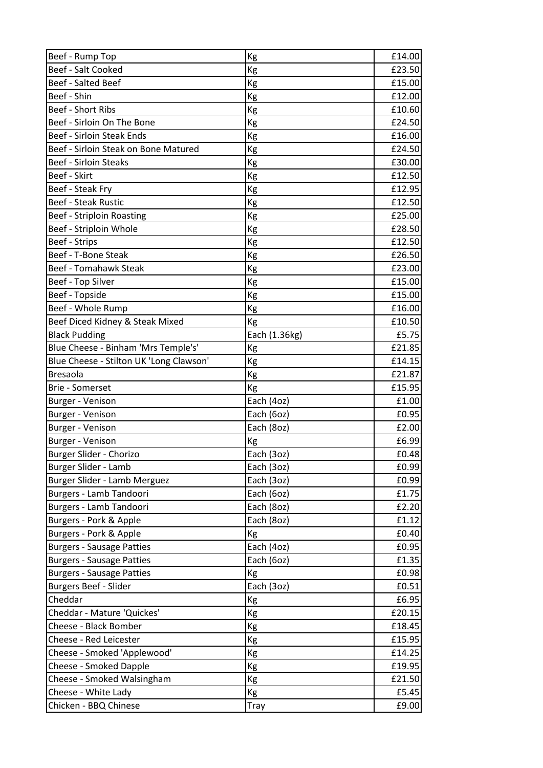| Beef - Rump Top | Kg | £14.00 |
|---|---|---|
| Beef - Salt Cooked | Kg | £23.50 |
| Beef - Salted Beef | Kg | £15.00 |
| Beef - Shin | Kg | £12.00 |
| Beef - Short Ribs | Kg | £10.60 |
| Beef - Sirloin On The Bone | Kg | £24.50 |
| Beef - Sirloin Steak Ends | Kg | £16.00 |
| Beef - Sirloin Steak on Bone Matured | Kg | £24.50 |
| Beef - Sirloin Steaks | Kg | £30.00 |
| Beef - Skirt | Kg | £12.50 |
| Beef - Steak Fry | Kg | £12.95 |
| Beef - Steak Rustic | Kg | £12.50 |
| Beef - Striploin Roasting | Kg | £25.00 |
| Beef - Striploin Whole | Kg | £28.50 |
| Beef - Strips | Kg | £12.50 |
| Beef - T-Bone Steak | Kg | £26.50 |
| Beef - Tomahawk Steak | Kg | £23.00 |
| Beef - Top Silver | Kg | £15.00 |
| Beef - Topside | Kg | £15.00 |
| Beef - Whole Rump | Kg | £16.00 |
| Beef Diced Kidney & Steak Mixed | Kg | £10.50 |
| Black Pudding | Each (1.36kg) | £5.75 |
| Blue Cheese - Binham 'Mrs Temple's' | Kg | £21.85 |
| Blue Cheese - Stilton UK 'Long Clawson' | Kg | £14.15 |
| Bresaola | Kg | £21.87 |
| Brie - Somerset | Kg | £15.95 |
| Burger - Venison | Each (4oz) | £1.00 |
| Burger - Venison | Each (6oz) | £0.95 |
| Burger - Venison | Each (8oz) | £2.00 |
| Burger - Venison | Kg | £6.99 |
| Burger Slider - Chorizo | Each (3oz) | £0.48 |
| Burger Slider - Lamb | Each (3oz) | £0.99 |
| Burger Slider - Lamb Merguez | Each (3oz) | £0.99 |
| Burgers - Lamb Tandoori | Each (6oz) | £1.75 |
| Burgers - Lamb Tandoori | Each (8oz) | £2.20 |
| Burgers - Pork & Apple | Each (8oz) | £1.12 |
| Burgers - Pork & Apple | Kg | £0.40 |
| Burgers - Sausage Patties | Each (4oz) | £0.95 |
| Burgers - Sausage Patties | Each (6oz) | £1.35 |
| Burgers - Sausage Patties | Kg | £0.98 |
| Burgers Beef - Slider | Each (3oz) | £0.51 |
| Cheddar | Kg | £6.95 |
| Cheddar - Mature 'Quickes' | Kg | £20.15 |
| Cheese - Black Bomber | Kg | £18.45 |
| Cheese - Red Leicester | Kg | £15.95 |
| Cheese - Smoked 'Applewood' | Kg | £14.25 |
| Cheese - Smoked Dapple | Kg | £19.95 |
| Cheese - Smoked Walsingham | Kg | £21.50 |
| Cheese - White Lady | Kg | £5.45 |
| Chicken - BBQ Chinese | Tray | £9.00 |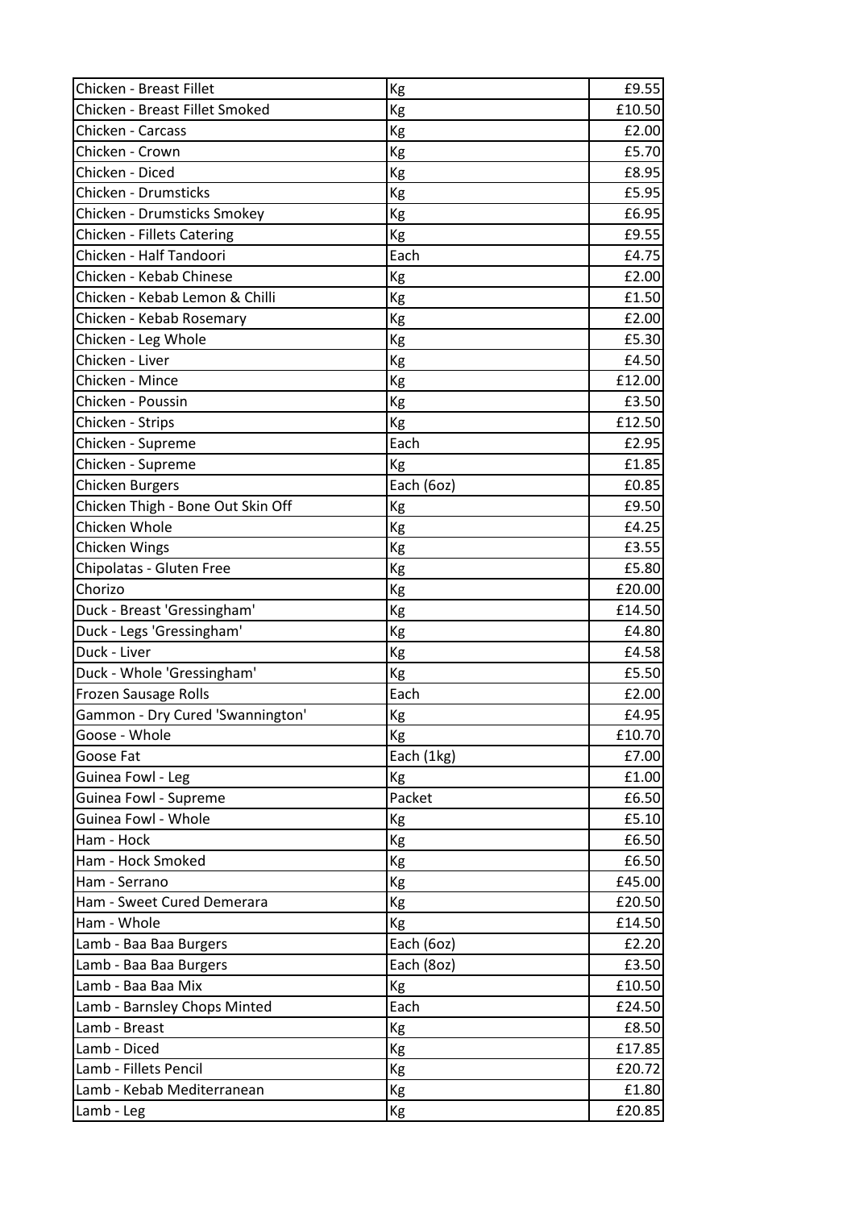| | | |
|---|---|---|
| Chicken - Breast Fillet | Kg | £9.55 |
| Chicken - Breast Fillet Smoked | Kg | £10.50 |
| Chicken - Carcass | Kg | £2.00 |
| Chicken - Crown | Kg | £5.70 |
| Chicken - Diced | Kg | £8.95 |
| Chicken - Drumsticks | Kg | £5.95 |
| Chicken - Drumsticks Smokey | Kg | £6.95 |
| Chicken - Fillets Catering | Kg | £9.55 |
| Chicken - Half Tandoori | Each | £4.75 |
| Chicken - Kebab Chinese | Kg | £2.00 |
| Chicken - Kebab Lemon & Chilli | Kg | £1.50 |
| Chicken - Kebab Rosemary | Kg | £2.00 |
| Chicken - Leg Whole | Kg | £5.30 |
| Chicken - Liver | Kg | £4.50 |
| Chicken - Mince | Kg | £12.00 |
| Chicken - Poussin | Kg | £3.50 |
| Chicken - Strips | Kg | £12.50 |
| Chicken - Supreme | Each | £2.95 |
| Chicken - Supreme | Kg | £1.85 |
| Chicken Burgers | Each (6oz) | £0.85 |
| Chicken Thigh - Bone Out Skin Off | Kg | £9.50 |
| Chicken Whole | Kg | £4.25 |
| Chicken Wings | Kg | £3.55 |
| Chipolatas - Gluten Free | Kg | £5.80 |
| Chorizo | Kg | £20.00 |
| Duck - Breast 'Gressingham' | Kg | £14.50 |
| Duck - Legs 'Gressingham' | Kg | £4.80 |
| Duck - Liver | Kg | £4.58 |
| Duck - Whole 'Gressingham' | Kg | £5.50 |
| Frozen Sausage Rolls | Each | £2.00 |
| Gammon - Dry Cured 'Swannington' | Kg | £4.95 |
| Goose - Whole | Kg | £10.70 |
| Goose Fat | Each (1kg) | £7.00 |
| Guinea Fowl - Leg | Kg | £1.00 |
| Guinea Fowl - Supreme | Packet | £6.50 |
| Guinea Fowl - Whole | Kg | £5.10 |
| Ham - Hock | Kg | £6.50 |
| Ham - Hock Smoked | Kg | £6.50 |
| Ham - Serrano | Kg | £45.00 |
| Ham - Sweet Cured Demerara | Kg | £20.50 |
| Ham - Whole | Kg | £14.50 |
| Lamb - Baa Baa Burgers | Each (6oz) | £2.20 |
| Lamb - Baa Baa Burgers | Each (8oz) | £3.50 |
| Lamb - Baa Baa Mix | Kg | £10.50 |
| Lamb - Barnsley Chops Minted | Each | £24.50 |
| Lamb - Breast | Kg | £8.50 |
| Lamb - Diced | Kg | £17.85 |
| Lamb - Fillets Pencil | Kg | £20.72 |
| Lamb - Kebab Mediterranean | Kg | £1.80 |
| Lamb - Leg | Kg | £20.85 |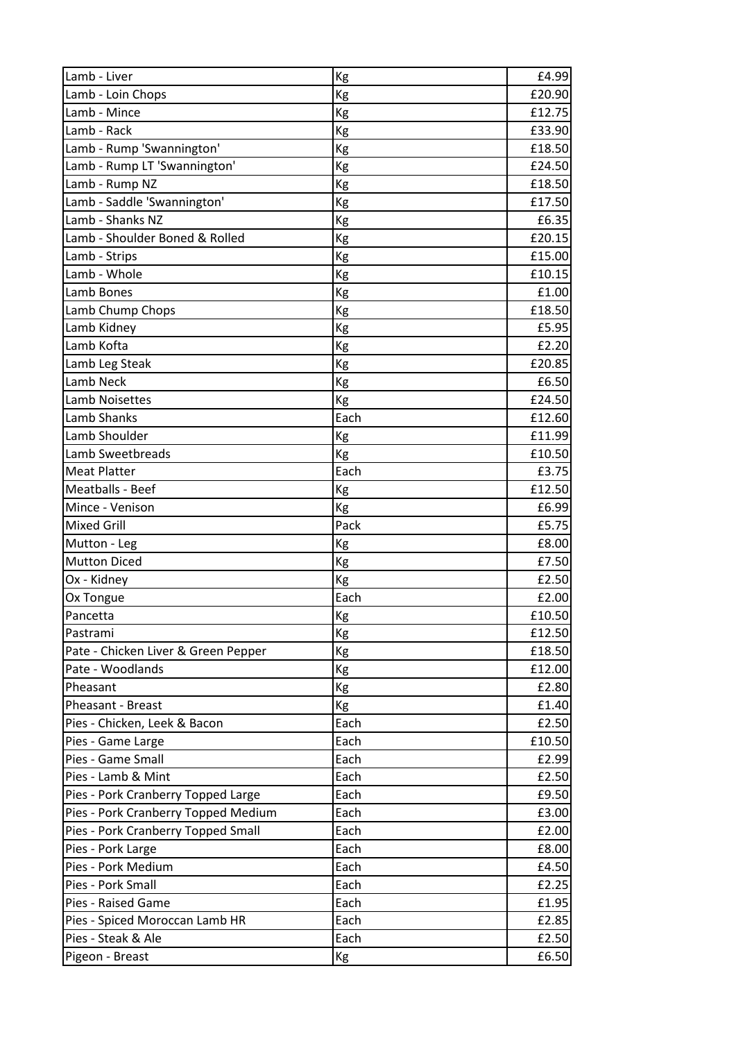| | | |
|---|---|---|
| Lamb - Liver | Kg | £4.99 |
| Lamb - Loin Chops | Kg | £20.90 |
| Lamb - Mince | Kg | £12.75 |
| Lamb - Rack | Kg | £33.90 |
| Lamb - Rump 'Swannington' | Kg | £18.50 |
| Lamb - Rump LT 'Swannington' | Kg | £24.50 |
| Lamb - Rump NZ | Kg | £18.50 |
| Lamb - Saddle 'Swannington' | Kg | £17.50 |
| Lamb - Shanks NZ | Kg | £6.35 |
| Lamb - Shoulder Boned & Rolled | Kg | £20.15 |
| Lamb - Strips | Kg | £15.00 |
| Lamb - Whole | Kg | £10.15 |
| Lamb Bones | Kg | £1.00 |
| Lamb Chump Chops | Kg | £18.50 |
| Lamb Kidney | Kg | £5.95 |
| Lamb Kofta | Kg | £2.20 |
| Lamb Leg Steak | Kg | £20.85 |
| Lamb Neck | Kg | £6.50 |
| Lamb Noisettes | Kg | £24.50 |
| Lamb Shanks | Each | £12.60 |
| Lamb Shoulder | Kg | £11.99 |
| Lamb Sweetbreads | Kg | £10.50 |
| Meat Platter | Each | £3.75 |
| Meatballs - Beef | Kg | £12.50 |
| Mince - Venison | Kg | £6.99 |
| Mixed Grill | Pack | £5.75 |
| Mutton - Leg | Kg | £8.00 |
| Mutton Diced | Kg | £7.50 |
| Ox - Kidney | Kg | £2.50 |
| Ox Tongue | Each | £2.00 |
| Pancetta | Kg | £10.50 |
| Pastrami | Kg | £12.50 |
| Pate - Chicken Liver & Green Pepper | Kg | £18.50 |
| Pate - Woodlands | Kg | £12.00 |
| Pheasant | Kg | £2.80 |
| Pheasant - Breast | Kg | £1.40 |
| Pies - Chicken, Leek & Bacon | Each | £2.50 |
| Pies - Game Large | Each | £10.50 |
| Pies - Game Small | Each | £2.99 |
| Pies - Lamb & Mint | Each | £2.50 |
| Pies - Pork Cranberry Topped Large | Each | £9.50 |
| Pies - Pork Cranberry Topped Medium | Each | £3.00 |
| Pies - Pork Cranberry Topped Small | Each | £2.00 |
| Pies - Pork Large | Each | £8.00 |
| Pies - Pork Medium | Each | £4.50 |
| Pies - Pork Small | Each | £2.25 |
| Pies - Raised Game | Each | £1.95 |
| Pies - Spiced Moroccan Lamb HR | Each | £2.85 |
| Pies - Steak & Ale | Each | £2.50 |
| Pigeon - Breast | Kg | £6.50 |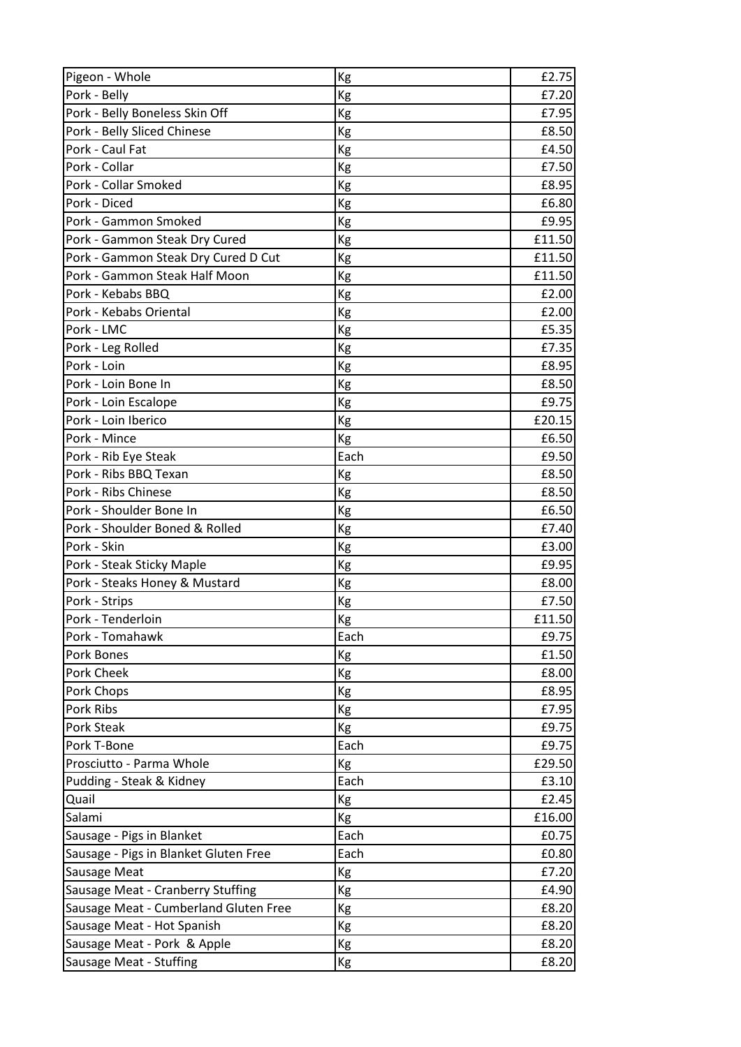| Pigeon - Whole | Kg | £2.75 |
|---|---|---|
| Pork - Belly | Kg | £7.20 |
| Pork - Belly Boneless Skin Off | Kg | £7.95 |
| Pork - Belly Sliced Chinese | Kg | £8.50 |
| Pork - Caul Fat | Kg | £4.50 |
| Pork - Collar | Kg | £7.50 |
| Pork - Collar Smoked | Kg | £8.95 |
| Pork - Diced | Kg | £6.80 |
| Pork - Gammon Smoked | Kg | £9.95 |
| Pork - Gammon Steak Dry Cured | Kg | £11.50 |
| Pork - Gammon Steak Dry Cured D Cut | Kg | £11.50 |
| Pork - Gammon Steak Half Moon | Kg | £11.50 |
| Pork - Kebabs BBQ | Kg | £2.00 |
| Pork - Kebabs Oriental | Kg | £2.00 |
| Pork - LMC | Kg | £5.35 |
| Pork - Leg Rolled | Kg | £7.35 |
| Pork - Loin | Kg | £8.95 |
| Pork - Loin Bone In | Kg | £8.50 |
| Pork - Loin Escalope | Kg | £9.75 |
| Pork - Loin Iberico | Kg | £20.15 |
| Pork - Mince | Kg | £6.50 |
| Pork - Rib Eye Steak | Each | £9.50 |
| Pork - Ribs BBQ Texan | Kg | £8.50 |
| Pork - Ribs Chinese | Kg | £8.50 |
| Pork - Shoulder Bone In | Kg | £6.50 |
| Pork - Shoulder Boned & Rolled | Kg | £7.40 |
| Pork - Skin | Kg | £3.00 |
| Pork - Steak Sticky Maple | Kg | £9.95 |
| Pork - Steaks Honey & Mustard | Kg | £8.00 |
| Pork - Strips | Kg | £7.50 |
| Pork - Tenderloin | Kg | £11.50 |
| Pork - Tomahawk | Each | £9.75 |
| Pork Bones | Kg | £1.50 |
| Pork Cheek | Kg | £8.00 |
| Pork Chops | Kg | £8.95 |
| Pork Ribs | Kg | £7.95 |
| Pork Steak | Kg | £9.75 |
| Pork T-Bone | Each | £9.75 |
| Prosciutto - Parma Whole | Kg | £29.50 |
| Pudding - Steak & Kidney | Each | £3.10 |
| Quail | Kg | £2.45 |
| Salami | Kg | £16.00 |
| Sausage - Pigs in Blanket | Each | £0.75 |
| Sausage - Pigs in Blanket Gluten Free | Each | £0.80 |
| Sausage Meat | Kg | £7.20 |
| Sausage Meat - Cranberry Stuffing | Kg | £4.90 |
| Sausage Meat - Cumberland Gluten Free | Kg | £8.20 |
| Sausage Meat - Hot Spanish | Kg | £8.20 |
| Sausage Meat - Pork & Apple | Kg | £8.20 |
| Sausage Meat - Stuffing | Kg | £8.20 |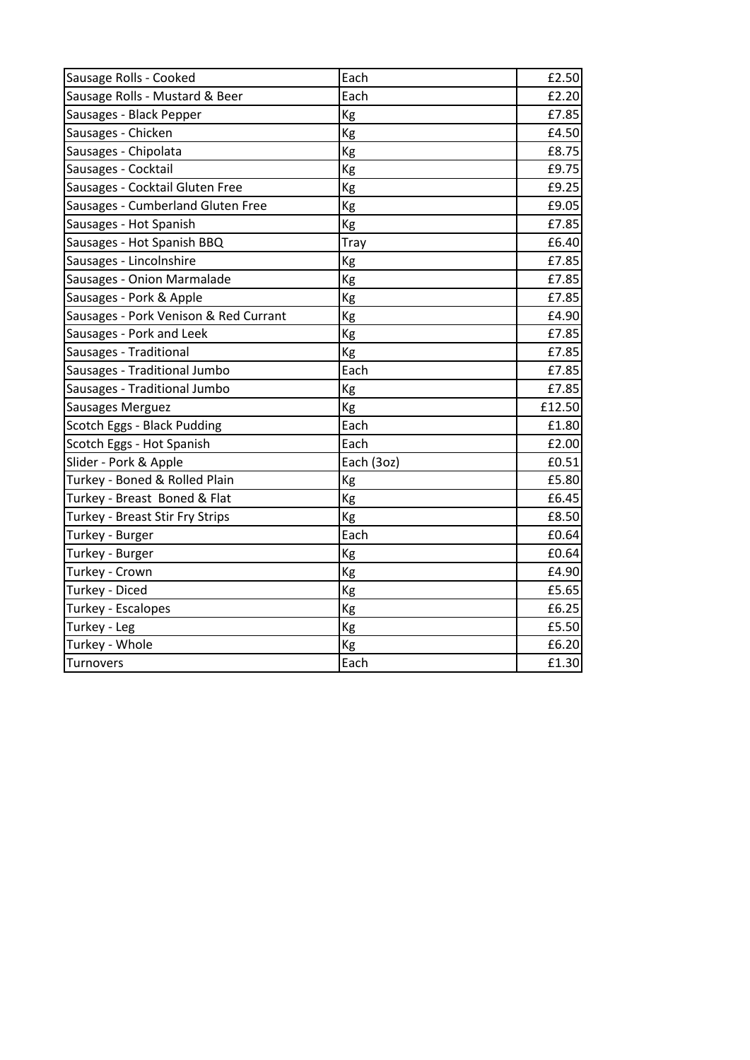| | | |
|---|---|---|
| Sausage Rolls - Cooked | Each | £2.50 |
| Sausage Rolls - Mustard & Beer | Each | £2.20 |
| Sausages - Black Pepper | Kg | £7.85 |
| Sausages - Chicken | Kg | £4.50 |
| Sausages - Chipolata | Kg | £8.75 |
| Sausages - Cocktail | Kg | £9.75 |
| Sausages - Cocktail Gluten Free | Kg | £9.25 |
| Sausages - Cumberland Gluten Free | Kg | £9.05 |
| Sausages - Hot Spanish | Kg | £7.85 |
| Sausages - Hot Spanish BBQ | Tray | £6.40 |
| Sausages - Lincolnshire | Kg | £7.85 |
| Sausages - Onion Marmalade | Kg | £7.85 |
| Sausages - Pork & Apple | Kg | £7.85 |
| Sausages - Pork Venison & Red Currant | Kg | £4.90 |
| Sausages - Pork and Leek | Kg | £7.85 |
| Sausages - Traditional | Kg | £7.85 |
| Sausages - Traditional Jumbo | Each | £7.85 |
| Sausages - Traditional Jumbo | Kg | £7.85 |
| Sausages Merguez | Kg | £12.50 |
| Scotch Eggs - Black Pudding | Each | £1.80 |
| Scotch Eggs - Hot Spanish | Each | £2.00 |
| Slider - Pork & Apple | Each (3oz) | £0.51 |
| Turkey - Boned & Rolled Plain | Kg | £5.80 |
| Turkey - Breast Boned & Flat | Kg | £6.45 |
| Turkey - Breast Stir Fry Strips | Kg | £8.50 |
| Turkey - Burger | Each | £0.64 |
| Turkey - Burger | Kg | £0.64 |
| Turkey - Crown | Kg | £4.90 |
| Turkey - Diced | Kg | £5.65 |
| Turkey - Escalopes | Kg | £6.25 |
| Turkey - Leg | Kg | £5.50 |
| Turkey - Whole | Kg | £6.20 |
| Turnovers | Each | £1.30 |